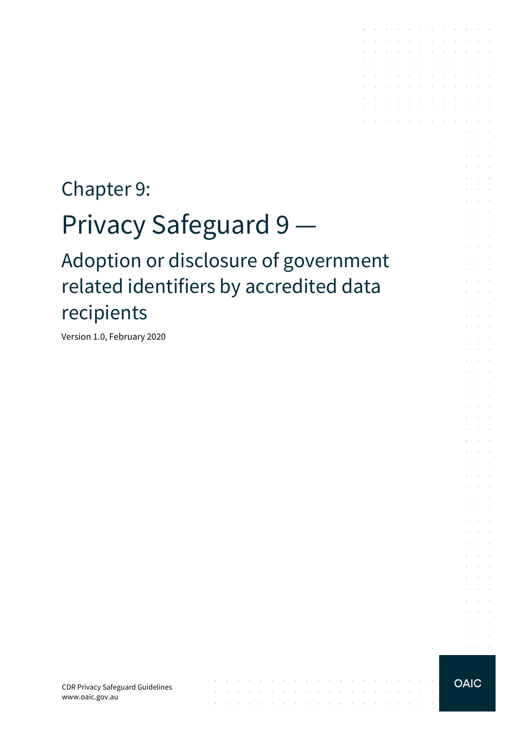# Chapter 9:

# Privacy Safeguard 9 —

## Adoption or disclosure of government related identifiers by accredited data recipients

Version 1.0, February 2020

CDR Privacy Safeguard Guidelines
www.oaic.gov.au

OAIC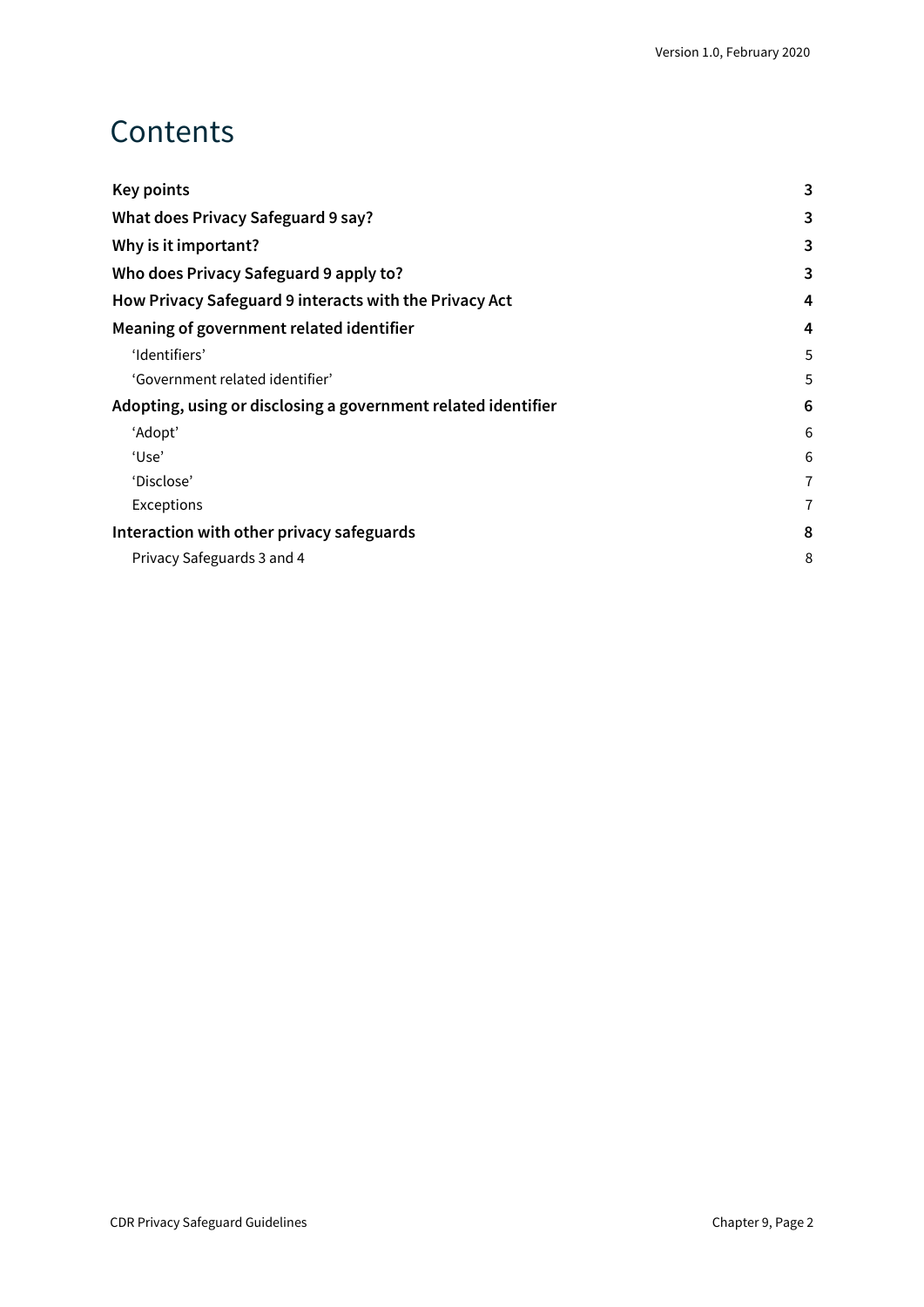# Contents

| | |
|---|---|
| **Key points** | **3** |
| **What does Privacy Safeguard 9 say?** | **3** |
| **Why is it important?** | **3** |
| **Who does Privacy Safeguard 9 apply to?** | **3** |
| **How Privacy Safeguard 9 interacts with the Privacy Act** | **4** |
| **Meaning of government related identifier** | **4** |
| 'Identifiers' | 5 |
| 'Government related identifier' | 5 |
| **Adopting, using or disclosing a government related identifier** | **6** |
| 'Adopt' | 6 |
| 'Use' | 6 |
| 'Disclose' | 7 |
| Exceptions | 7 |
| **Interaction with other privacy safeguards** | **8** |
| Privacy Safeguards 3 and 4 | 8 |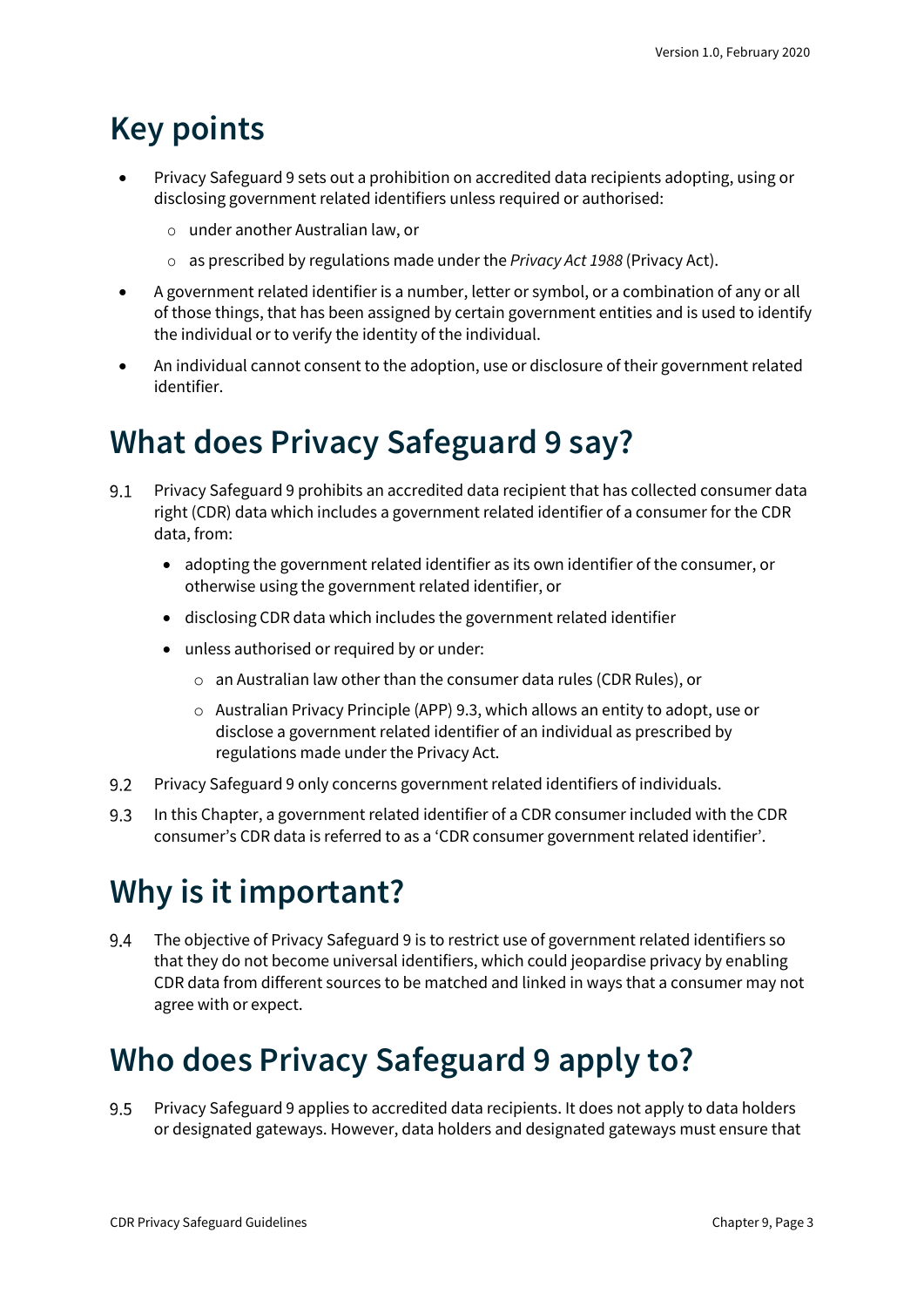# Key points

- Privacy Safeguard 9 sets out a prohibition on accredited data recipients adopting, using or disclosing government related identifiers unless required or authorised:
  - under another Australian law, or
  - as prescribed by regulations made under the *Privacy Act 1988* (Privacy Act).
- A government related identifier is a number, letter or symbol, or a combination of any or all of those things, that has been assigned by certain government entities and is used to identify the individual or to verify the identity of the individual.
- An individual cannot consent to the adoption, use or disclosure of their government related identifier.

# What does Privacy Safeguard 9 say?

9.1 Privacy Safeguard 9 prohibits an accredited data recipient that has collected consumer data right (CDR) data which includes a government related identifier of a consumer for the CDR data, from:

- adopting the government related identifier as its own identifier of the consumer, or otherwise using the government related identifier, or
- disclosing CDR data which includes the government related identifier
- unless authorised or required by or under:
  - an Australian law other than the consumer data rules (CDR Rules), or
  - Australian Privacy Principle (APP) 9.3, which allows an entity to adopt, use or disclose a government related identifier of an individual as prescribed by regulations made under the Privacy Act.

9.2 Privacy Safeguard 9 only concerns government related identifiers of individuals.

9.3 In this Chapter, a government related identifier of a CDR consumer included with the CDR consumer's CDR data is referred to as a 'CDR consumer government related identifier'.

# Why is it important?

9.4 The objective of Privacy Safeguard 9 is to restrict use of government related identifiers so that they do not become universal identifiers, which could jeopardise privacy by enabling CDR data from different sources to be matched and linked in ways that a consumer may not agree with or expect.

# Who does Privacy Safeguard 9 apply to?

9.5 Privacy Safeguard 9 applies to accredited data recipients. It does not apply to data holders or designated gateways. However, data holders and designated gateways must ensure that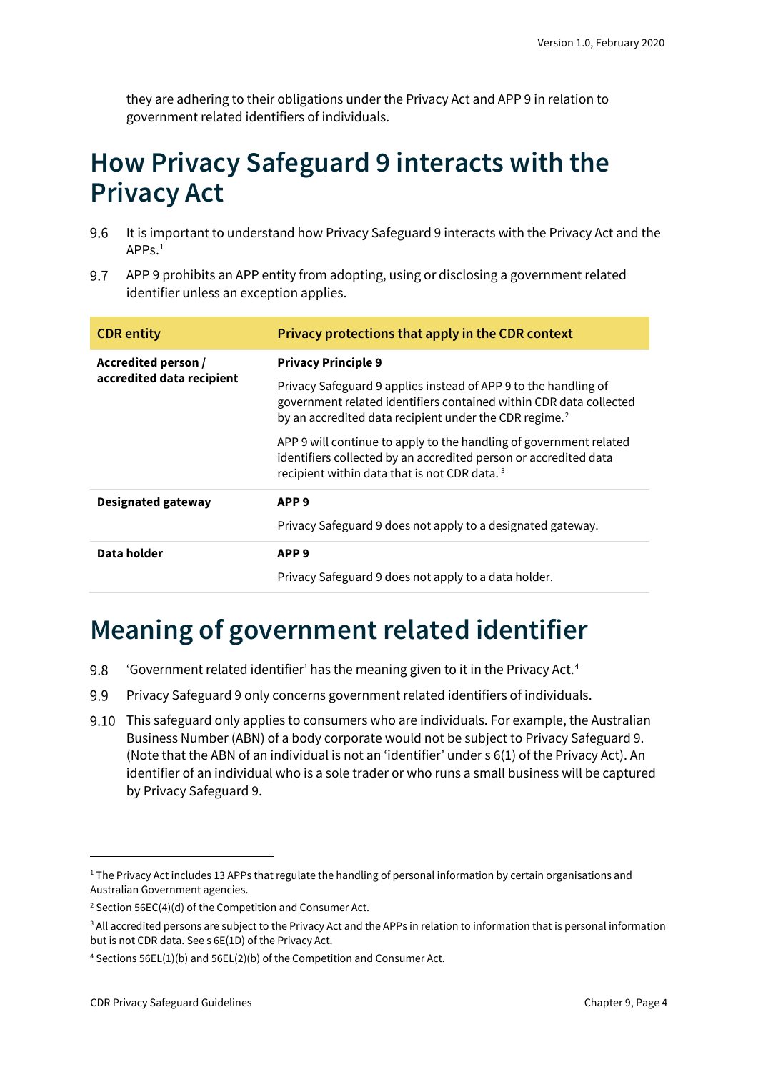they are adhering to their obligations under the Privacy Act and APP 9 in relation to government related identifiers of individuals.

# How Privacy Safeguard 9 interacts with the Privacy Act

9.6 It is important to understand how Privacy Safeguard 9 interacts with the Privacy Act and the APPs.[1]

9.7 APP 9 prohibits an APP entity from adopting, using or disclosing a government related identifier unless an exception applies.

| CDR entity | Privacy protections that apply in the CDR context |
|---|---|
| **Accredited person / accredited data recipient** | **Privacy Principle 9**<br><br>Privacy Safeguard 9 applies instead of APP 9 to the handling of government related identifiers contained within CDR data collected by an accredited data recipient under the CDR regime.[2]<br><br>APP 9 will continue to apply to the handling of government related identifiers collected by an accredited person or accredited data recipient within data that is not CDR data.[3] |
| **Designated gateway** | **APP 9**<br><br>Privacy Safeguard 9 does not apply to a designated gateway. |
| **Data holder** | **APP 9**<br><br>Privacy Safeguard 9 does not apply to a data holder. |

# Meaning of government related identifier

9.8 'Government related identifier' has the meaning given to it in the Privacy Act.[4]

9.9 Privacy Safeguard 9 only concerns government related identifiers of individuals.

9.10 This safeguard only applies to consumers who are individuals. For example, the Australian Business Number (ABN) of a body corporate would not be subject to Privacy Safeguard 9. (Note that the ABN of an individual is not an 'identifier' under s 6(1) of the Privacy Act). An identifier of an individual who is a sole trader or who runs a small business will be captured by Privacy Safeguard 9.

---

[1] The Privacy Act includes 13 APPs that regulate the handling of personal information by certain organisations and Australian Government agencies.

[2] Section 56EC(4)(d) of the Competition and Consumer Act.

[3] All accredited persons are subject to the Privacy Act and the APPs in relation to information that is personal information but is not CDR data. See s 6E(1D) of the Privacy Act.

[4] Sections 56EL(1)(b) and 56EL(2)(b) of the Competition and Consumer Act.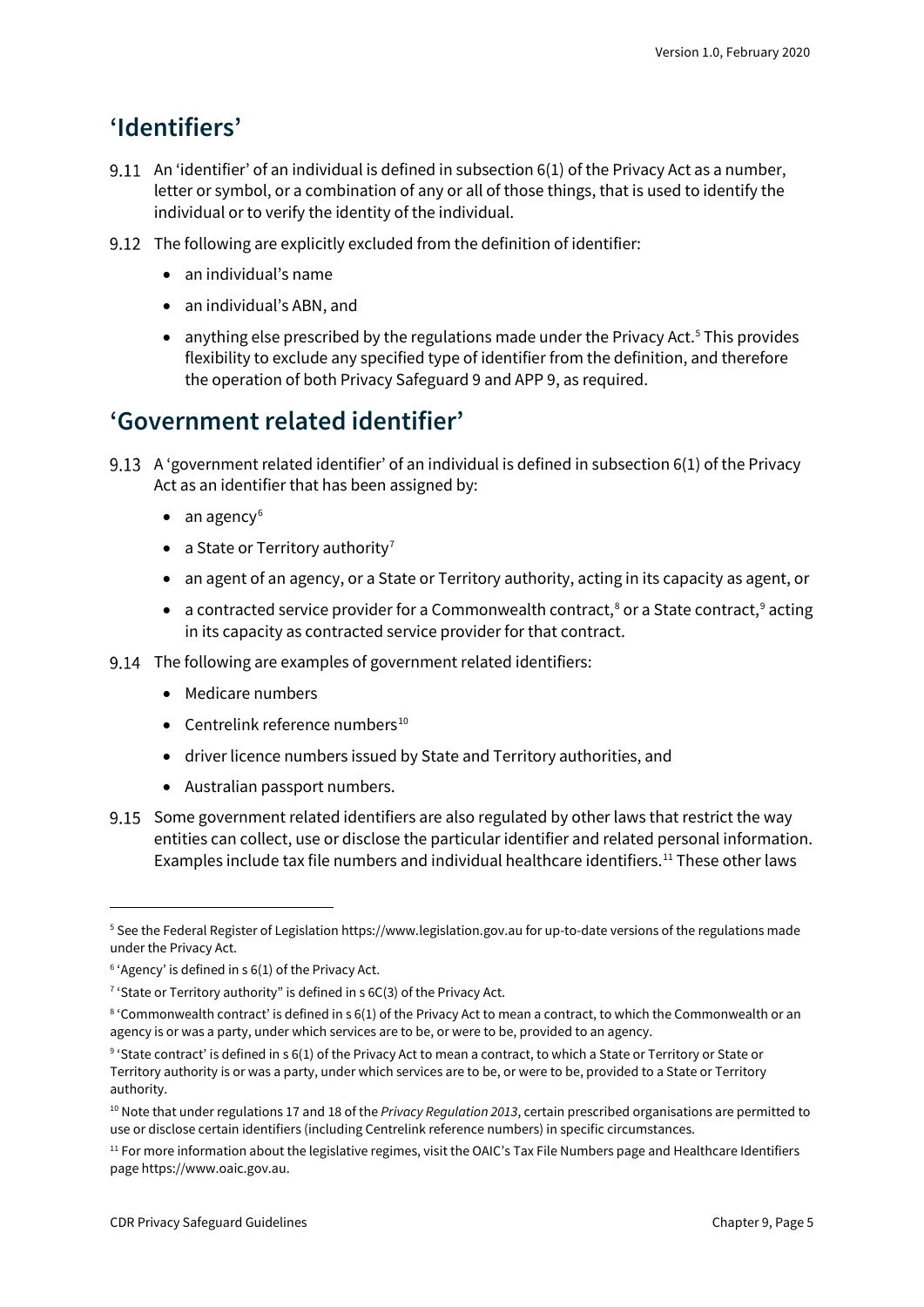## 'Identifiers'

9.11 An 'identifier' of an individual is defined in subsection 6(1) of the Privacy Act as a number, letter or symbol, or a combination of any or all of those things, that is used to identify the individual or to verify the identity of the individual.

9.12 The following are explicitly excluded from the definition of identifier:

- an individual's name
- an individual's ABN, and
- anything else prescribed by the regulations made under the Privacy Act.[5] This provides flexibility to exclude any specified type of identifier from the definition, and therefore the operation of both Privacy Safeguard 9 and APP 9, as required.

## 'Government related identifier'

9.13 A 'government related identifier' of an individual is defined in subsection 6(1) of the Privacy Act as an identifier that has been assigned by:

- an agency[6]
- a State or Territory authority[7]
- an agent of an agency, or a State or Territory authority, acting in its capacity as agent, or
- a contracted service provider for a Commonwealth contract,[8] or a State contract,[9] acting in its capacity as contracted service provider for that contract.

9.14 The following are examples of government related identifiers:

- Medicare numbers
- Centrelink reference numbers[10]
- driver licence numbers issued by State and Territory authorities, and
- Australian passport numbers.

9.15 Some government related identifiers are also regulated by other laws that restrict the way entities can collect, use or disclose the particular identifier and related personal information. Examples include tax file numbers and individual healthcare identifiers.[11] These other laws

---

[5] See the Federal Register of Legislation https://www.legislation.gov.au for up-to-date versions of the regulations made under the Privacy Act.

[6] 'Agency' is defined in s 6(1) of the Privacy Act.

[7] 'State or Territory authority" is defined in s 6C(3) of the Privacy Act.

[8] 'Commonwealth contract' is defined in s 6(1) of the Privacy Act to mean a contract, to which the Commonwealth or an agency is or was a party, under which services are to be, or were to be, provided to an agency.

[9] 'State contract' is defined in s 6(1) of the Privacy Act to mean a contract, to which a State or Territory or State or Territory authority is or was a party, under which services are to be, or were to be, provided to a State or Territory authority.

[10] Note that under regulations 17 and 18 of the *Privacy Regulation 2013*, certain prescribed organisations are permitted to use or disclose certain identifiers (including Centrelink reference numbers) in specific circumstances.

[11] For more information about the legislative regimes, visit the OAIC's Tax File Numbers page and Healthcare Identifiers page https://www.oaic.gov.au.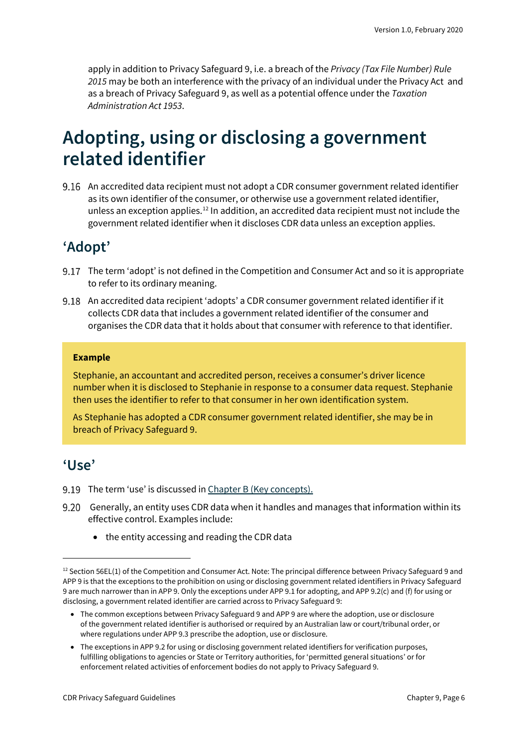apply in addition to Privacy Safeguard 9, i.e. a breach of the *Privacy (Tax File Number) Rule 2015* may be both an interference with the privacy of an individual under the Privacy Act and as a breach of Privacy Safeguard 9, as well as a potential offence under the *Taxation Administration Act 1953*.

# Adopting, using or disclosing a government related identifier

9.16 An accredited data recipient must not adopt a CDR consumer government related identifier as its own identifier of the consumer, or otherwise use a government related identifier, unless an exception applies.[12] In addition, an accredited data recipient must not include the government related identifier when it discloses CDR data unless an exception applies.

## 'Adopt'

9.17 The term 'adopt' is not defined in the Competition and Consumer Act and so it is appropriate to refer to its ordinary meaning.

9.18 An accredited data recipient 'adopts' a CDR consumer government related identifier if it collects CDR data that includes a government related identifier of the consumer and organises the CDR data that it holds about that consumer with reference to that identifier.

> **Example**
>
> Stephanie, an accountant and accredited person, receives a consumer's driver licence number when it is disclosed to Stephanie in response to a consumer data request. Stephanie then uses the identifier to refer to that consumer in her own identification system.
>
> As Stephanie has adopted a CDR consumer government related identifier, she may be in breach of Privacy Safeguard 9.

## 'Use'

9.19 The term 'use' is discussed in Chapter B (Key concepts).

9.20 Generally, an entity uses CDR data when it handles and manages that information within its effective control. Examples include:

- the entity accessing and reading the CDR data

---

[12] Section 56EL(1) of the Competition and Consumer Act. Note: The principal difference between Privacy Safeguard 9 and APP 9 is that the exceptions to the prohibition on using or disclosing government related identifiers in Privacy Safeguard 9 are much narrower than in APP 9. Only the exceptions under APP 9.1 for adopting, and APP 9.2(c) and (f) for using or disclosing, a government related identifier are carried across to Privacy Safeguard 9:

- The common exceptions between Privacy Safeguard 9 and APP 9 are where the adoption, use or disclosure of the government related identifier is authorised or required by an Australian law or court/tribunal order, or where regulations under APP 9.3 prescribe the adoption, use or disclosure.
- The exceptions in APP 9.2 for using or disclosing government related identifiers for verification purposes, fulfilling obligations to agencies or State or Territory authorities, for 'permitted general situations' or for enforcement related activities of enforcement bodies do not apply to Privacy Safeguard 9.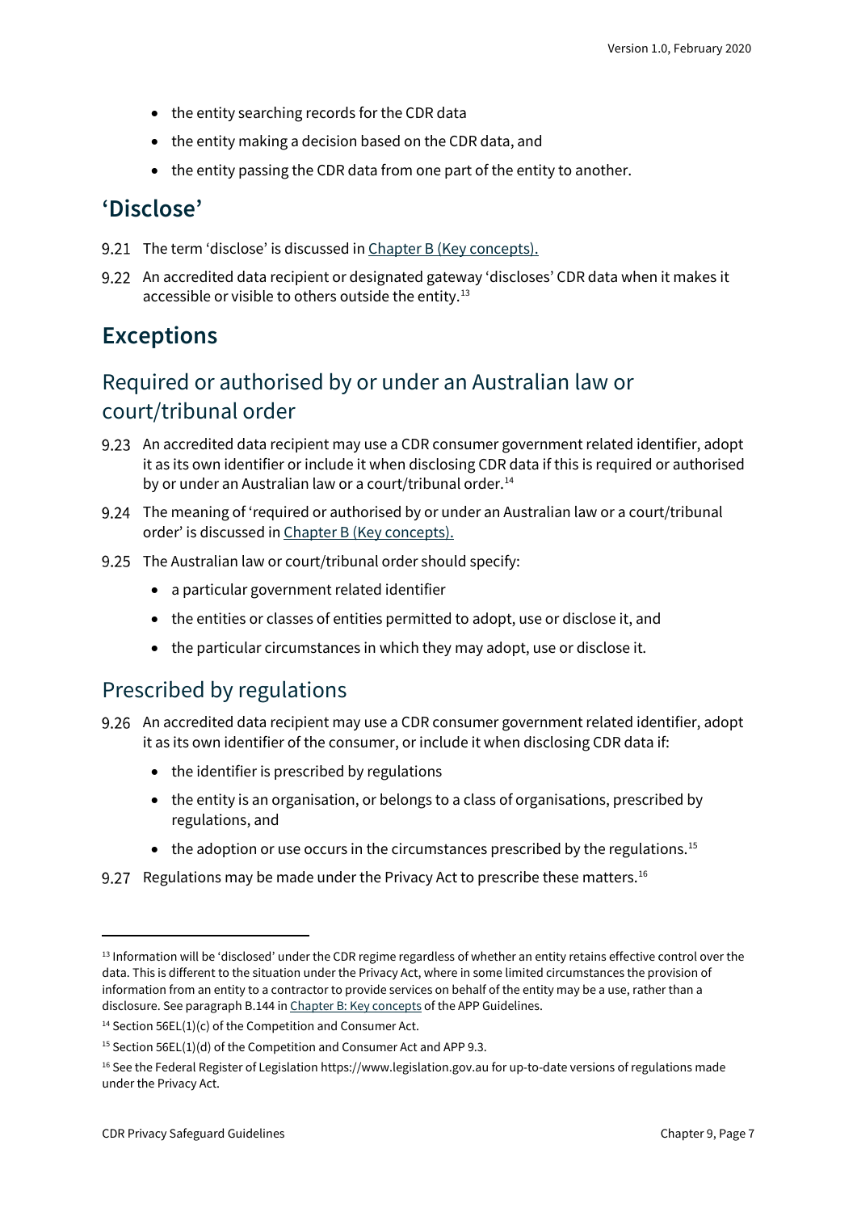- the entity searching records for the CDR data
- the entity making a decision based on the CDR data, and
- the entity passing the CDR data from one part of the entity to another.

## 'Disclose'

9.21 The term 'disclose' is discussed in [Chapter B (Key concepts).](#)

9.22 An accredited data recipient or designated gateway 'discloses' CDR data when it makes it accessible or visible to others outside the entity.[13]

## Exceptions

### Required or authorised by or under an Australian law or court/tribunal order

9.23 An accredited data recipient may use a CDR consumer government related identifier, adopt it as its own identifier or include it when disclosing CDR data if this is required or authorised by or under an Australian law or a court/tribunal order.[14]

9.24 The meaning of 'required or authorised by or under an Australian law or a court/tribunal order' is discussed in [Chapter B (Key concepts).](#)

9.25 The Australian law or court/tribunal order should specify:

- a particular government related identifier
- the entities or classes of entities permitted to adopt, use or disclose it, and
- the particular circumstances in which they may adopt, use or disclose it.

### Prescribed by regulations

9.26 An accredited data recipient may use a CDR consumer government related identifier, adopt it as its own identifier of the consumer, or include it when disclosing CDR data if:

- the identifier is prescribed by regulations
- the entity is an organisation, or belongs to a class of organisations, prescribed by regulations, and
- the adoption or use occurs in the circumstances prescribed by the regulations.[15]

9.27 Regulations may be made under the Privacy Act to prescribe these matters.[16]

---

[13] Information will be 'disclosed' under the CDR regime regardless of whether an entity retains effective control over the data. This is different to the situation under the Privacy Act, where in some limited circumstances the provision of information from an entity to a contractor to provide services on behalf of the entity may be a use, rather than a disclosure. See paragraph B.144 in [Chapter B: Key concepts](#) of the APP Guidelines.

[14] Section 56EL(1)(c) of the Competition and Consumer Act.

[15] Section 56EL(1)(d) of the Competition and Consumer Act and APP 9.3.

[16] See the Federal Register of Legislation https://www.legislation.gov.au for up-to-date versions of regulations made under the Privacy Act.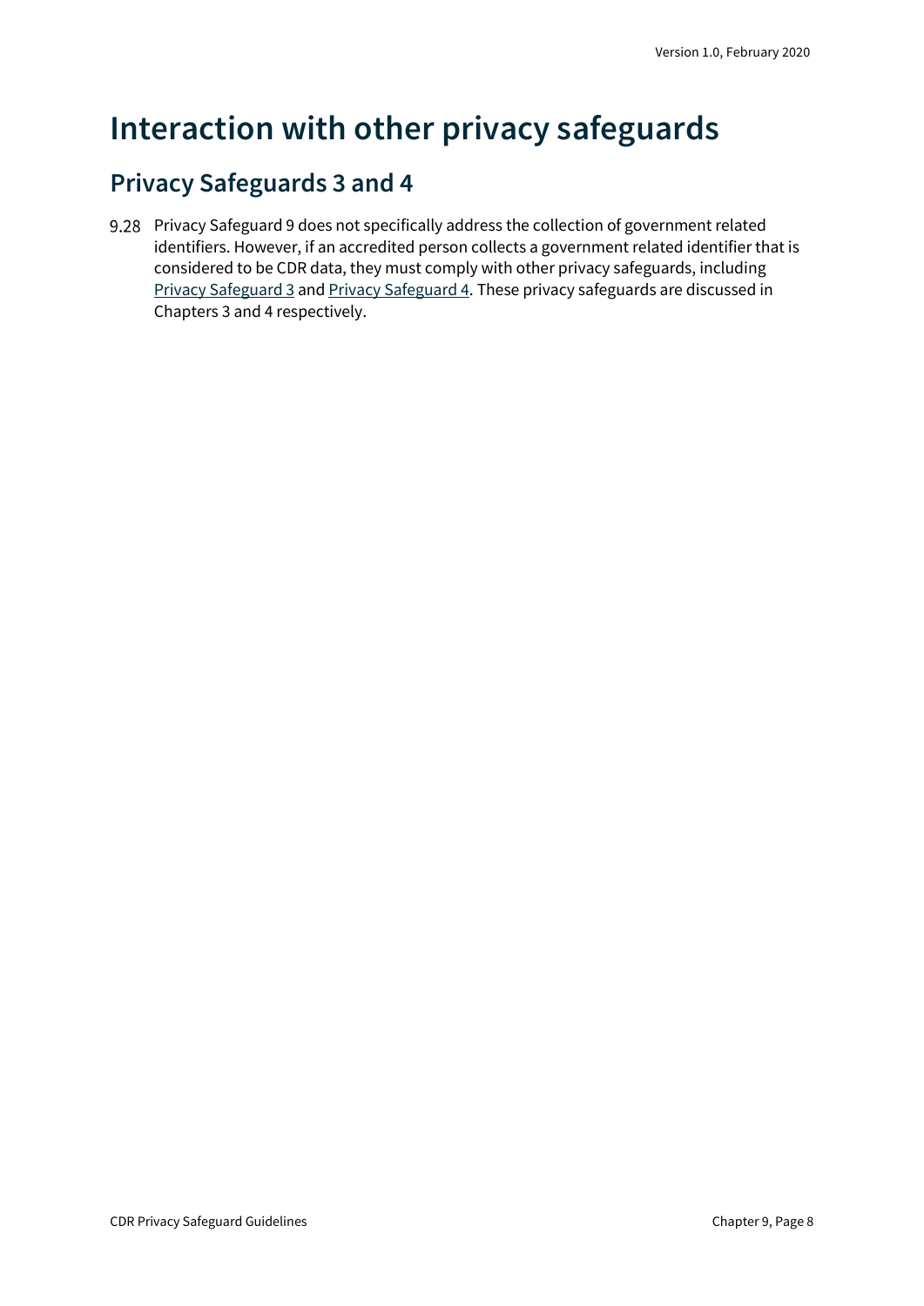# Interaction with other privacy safeguards

## Privacy Safeguards 3 and 4

9.28 Privacy Safeguard 9 does not specifically address the collection of government related identifiers. However, if an accredited person collects a government related identifier that is considered to be CDR data, they must comply with other privacy safeguards, including Privacy Safeguard 3 and Privacy Safeguard 4. These privacy safeguards are discussed in Chapters 3 and 4 respectively.